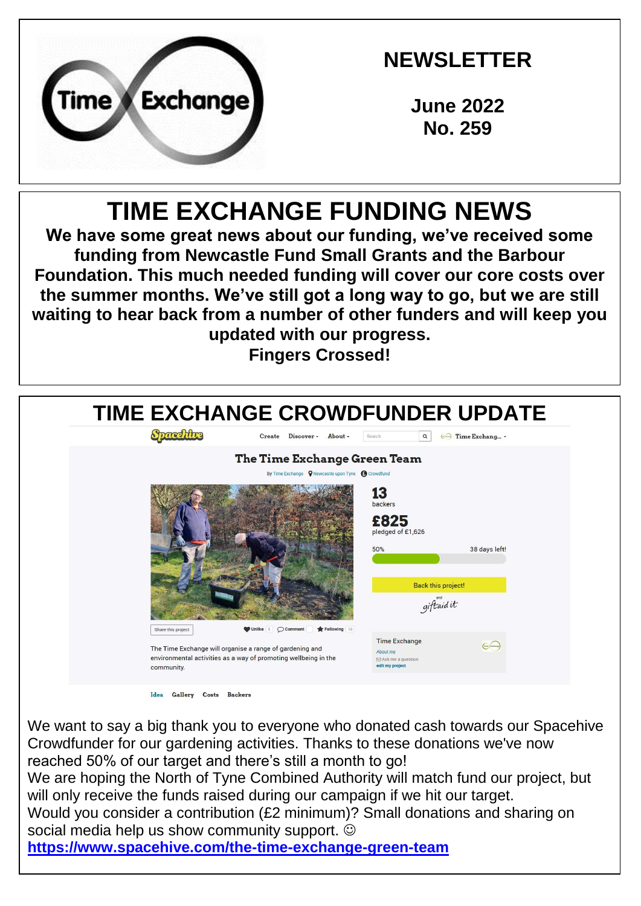Time Exchange

# NEWSLETTER

**June 2022**
**No. 259**

# TIME EXCHANGE FUNDING NEWS

**We have some great news about our funding, we've received some funding from Newcastle Fund Small Grants and the Barbour Foundation. This much needed funding will cover our core costs over the summer months. We've still got a long way to go, but we are still waiting to hear back from a number of other funders and will keep you updated with our progress.**
**Fingers Crossed!**

# TIME EXCHANGE CROWDFUNDER UPDATE

Spacehive | Create | Discover | About | Search | Time Exchang...

**The Time Exchange Green Team**

By Time Exchange | Newcastle upon Tyne | Crowdfund

**13** backers

**£825** pledged of £1,626

50% | 38 days left!

Back this project!

and giftaid it

Share this project | Unlike 5 | Comment | Following 10

The Time Exchange will organise a range of gardening and environmental activities as a way of promoting wellbeing in the community.

Time Exchange
About me
Ask me a question
edit my project

Idea | Gallery | Costs | Backers

We want to say a big thank you to everyone who donated cash towards our Spacehive Crowdfunder for our gardening activities. Thanks to these donations we've now reached 50% of our target and there's still a month to go!
We are hoping the North of Tyne Combined Authority will match fund our project, but will only receive the funds raised during our campaign if we hit our target.
Would you consider a contribution (£2 minimum)? Small donations and sharing on social media help us show community support. ☺
**https://www.spacehive.com/the-time-exchange-green-team**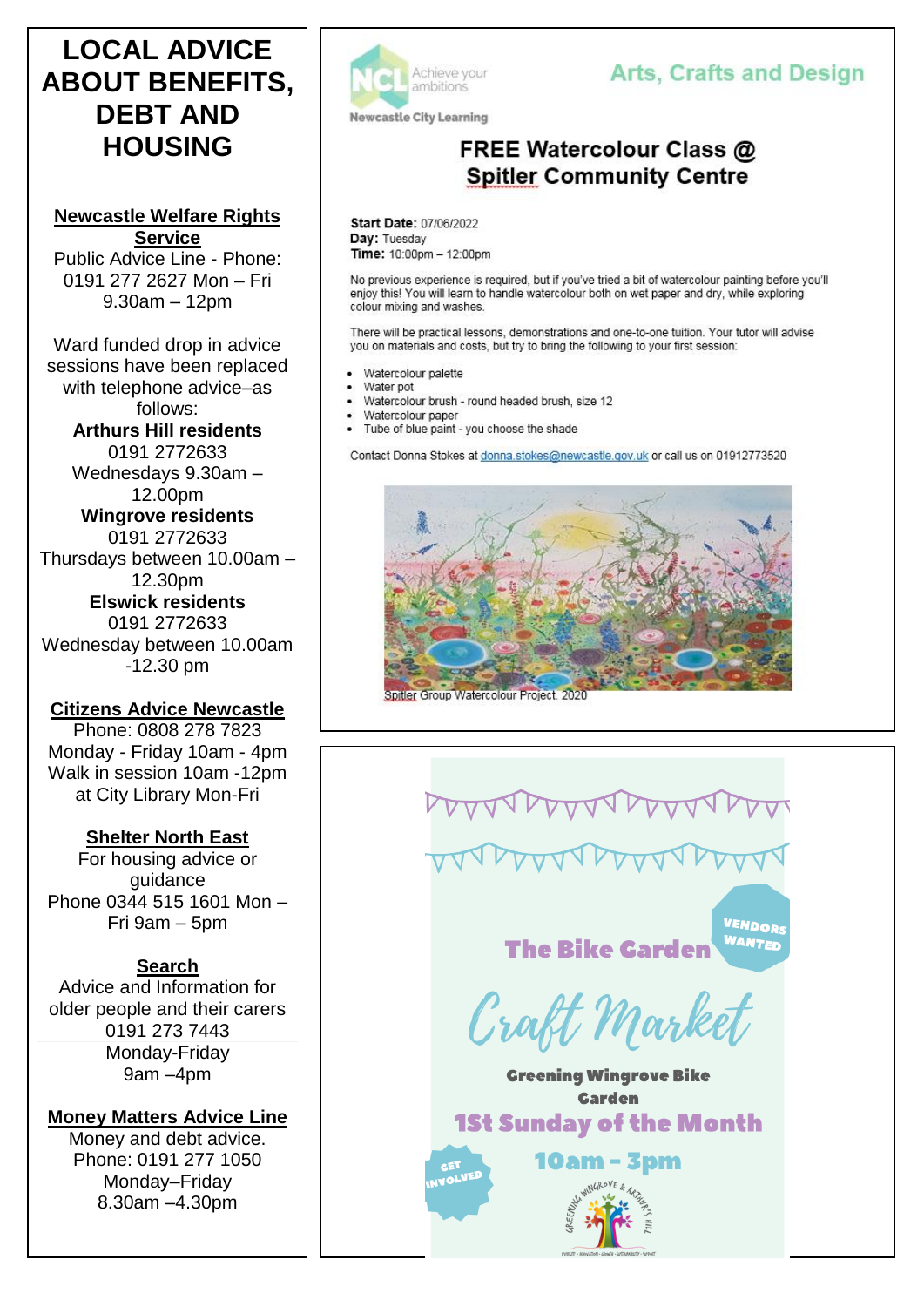# LOCAL ADVICE ABOUT BENEFITS, DEBT AND HOUSING

**Newcastle Welfare Rights Service**
Public Advice Line - Phone: 0191 277 2627 Mon – Fri 9.30am – 12pm

Ward funded drop in advice sessions have been replaced with telephone advice–as follows:

**Arthurs Hill residents**
0191 2772633
Wednesdays 9.30am – 12.00pm

**Wingrove residents**
0191 2772633
Thursdays between 10.00am – 12.30pm

**Elswick residents**
0191 2772633
Wednesday between 10.00am -12.30 pm

**Citizens Advice Newcastle**
Phone: 0808 278 7823
Monday - Friday 10am - 4pm
Walk in session 10am -12pm at City Library Mon-Fri

**Shelter North East**
For housing advice or guidance
Phone 0344 515 1601 Mon – Fri 9am – 5pm

**Search**
Advice and Information for older people and their carers
0191 273 7443
Monday-Friday
9am –4pm

**Money Matters Advice Line**
Money and debt advice.
Phone: 0191 277 1050
Monday–Friday
8.30am –4.30pm

---

NCL Achieve your ambitions
Newcastle City Learning

## Arts, Crafts and Design

## FREE Watercolour Class @ Spitler Community Centre

**Start Date:** 07/06/2022
**Day:** Tuesday
**Time:** 10:00pm – 12:00pm

No previous experience is required, but if you've tried a bit of watercolour painting before you'll enjoy this! You will learn to handle watercolour both on wet paper and dry, while exploring colour mixing and washes.

There will be practical lessons, demonstrations and one-to-one tuition. Your tutor will advise you on materials and costs, but try to bring the following to your first session:

- Watercolour palette
- Water pot
- Watercolour brush - round headed brush, size 12
- Watercolour paper
- Tube of blue paint - you choose the shade

Contact Donna Stokes at donna.stokes@newcastle.gov.uk or call us on 01912773520

Spitler Group Watercolour Project. 2020

---

VENDORS WANTED

## The Bike Garden

## Craft Market

**Greening Wingrove Bike Garden**

**1St Sunday of the Month**

**10am - 3pm**

GET INVOLVED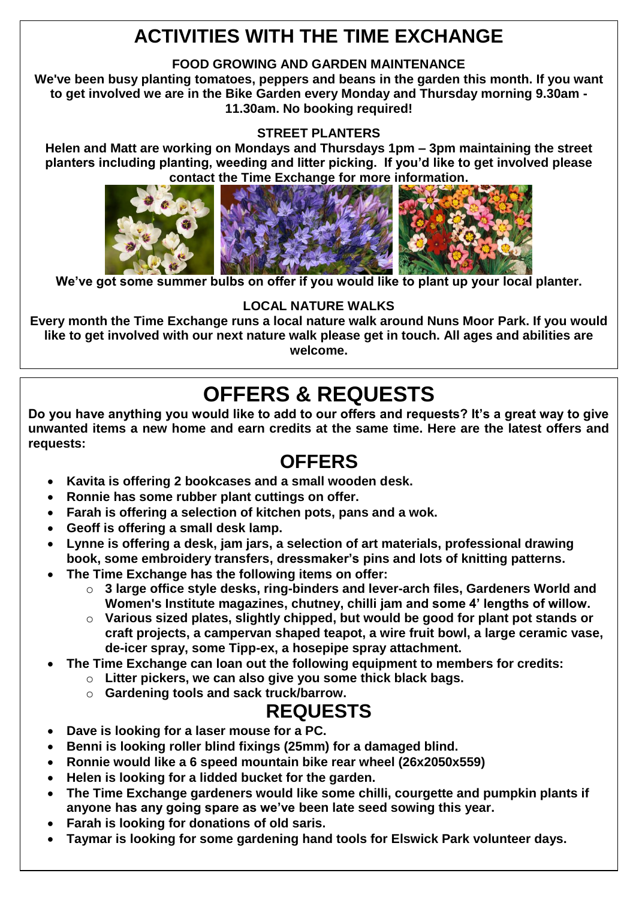# ACTIVITIES WITH THE TIME EXCHANGE

### FOOD GROWING AND GARDEN MAINTENANCE

**We've been busy planting tomatoes, peppers and beans in the garden this month. If you want to get involved we are in the Bike Garden every Monday and Thursday morning 9.30am - 11.30am. No booking required!**

### STREET PLANTERS

**Helen and Matt are working on Mondays and Thursdays 1pm – 3pm maintaining the street planters including planting, weeding and litter picking. If you'd like to get involved please contact the Time Exchange for more information.**

**We've got some summer bulbs on offer if you would like to plant up your local planter.**

### LOCAL NATURE WALKS

**Every month the Time Exchange runs a local nature walk around Nuns Moor Park. If you would like to get involved with our next nature walk please get in touch. All ages and abilities are welcome.**

# OFFERS & REQUESTS

**Do you have anything you would like to add to our offers and requests? It's a great way to give unwanted items a new home and earn credits at the same time. Here are the latest offers and requests:**

## OFFERS

- **Kavita is offering 2 bookcases and a small wooden desk.**
- **Ronnie has some rubber plant cuttings on offer.**
- **Farah is offering a selection of kitchen pots, pans and a wok.**
- **Geoff is offering a small desk lamp.**
- **Lynne is offering a desk, jam jars, a selection of art materials, professional drawing book, some embroidery transfers, dressmaker's pins and lots of knitting patterns.**
- **The Time Exchange has the following items on offer:**
  - **3 large office style desks, ring-binders and lever-arch files, Gardeners World and Women's Institute magazines, chutney, chilli jam and some 4' lengths of willow.**
  - **Various sized plates, slightly chipped, but would be good for plant pot stands or craft projects, a campervan shaped teapot, a wire fruit bowl, a large ceramic vase, de-icer spray, some Tipp-ex, a hosepipe spray attachment.**
- **The Time Exchange can loan out the following equipment to members for credits:**
  - **Litter pickers, we can also give you some thick black bags.**
  - **Gardening tools and sack truck/barrow.**

## REQUESTS

- **Dave is looking for a laser mouse for a PC.**
- **Benni is looking roller blind fixings (25mm) for a damaged blind.**
- **Ronnie would like a 6 speed mountain bike rear wheel (26x2050x559)**
- **Helen is looking for a lidded bucket for the garden.**
- **The Time Exchange gardeners would like some chilli, courgette and pumpkin plants if anyone has any going spare as we've been late seed sowing this year.**
- **Farah is looking for donations of old saris.**
- **Taymar is looking for some gardening hand tools for Elswick Park volunteer days.**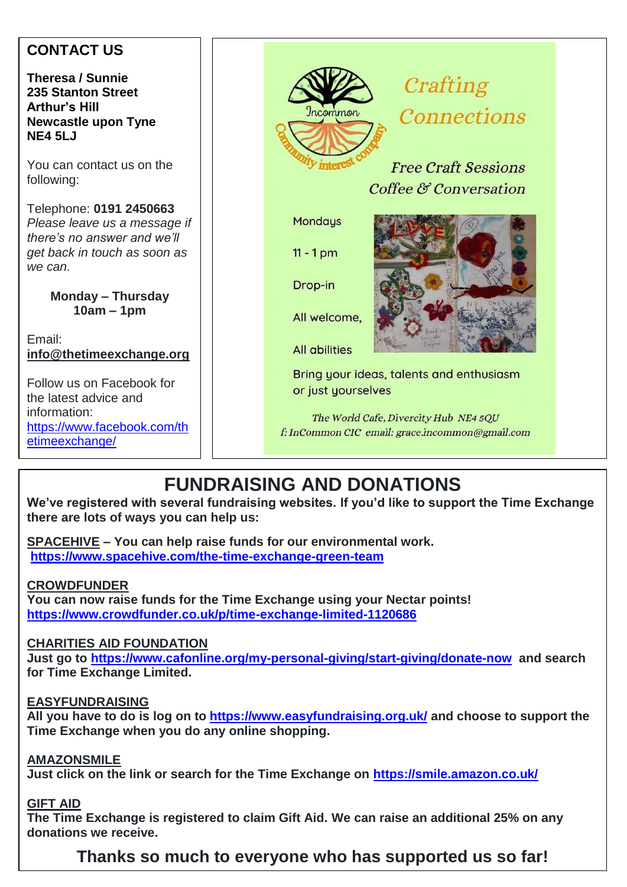## CONTACT US

**Theresa / Sunnie**
**235 Stanton Street**
**Arthur's Hill**
**Newcastle upon Tyne**
**NE4 5LJ**

You can contact us on the following:

Telephone: **0191 2450663**
*Please leave us a message if there's no answer and we'll get back in touch as soon as we can.*

**Monday – Thursday**
**10am – 1pm**

Email:
**info@thetimeexchange.org**

Follow us on Facebook for the latest advice and information:
https://www.facebook.com/thetimeexchange/

Incommon Community interest company

### Crafting Connections

*Free Craft Sessions*
*Coffee & Conversation*

Mondays

11 - 1 pm

Drop-in

All welcome,

All abilities

Bring your ideas, talents and enthusiasm or just yourselves

*The World Cafe, Divercity Hub NE4 5QU*
*f: InCommon CIC email: grace.incommon@gmail.com*

## FUNDRAISING AND DONATIONS

**We've registered with several fundraising websites. If you'd like to support the Time Exchange there are lots of ways you can help us:**

**SPACEHIVE – You can help raise funds for our environmental work.**
**https://www.spacehive.com/the-time-exchange-green-team**

**CROWDFUNDER**
**You can now raise funds for the Time Exchange using your Nectar points!**
**https://www.crowdfunder.co.uk/p/time-exchange-limited-1120686**

**CHARITIES AID FOUNDATION**
**Just go to https://www.cafonline.org/my-personal-giving/start-giving/donate-now and search for Time Exchange Limited.**

**EASYFUNDRAISING**
**All you have to do is log on to https://www.easyfundraising.org.uk/ and choose to support the Time Exchange when you do any online shopping.**

**AMAZONSMILE**
**Just click on the link or search for the Time Exchange on https://smile.amazon.co.uk/**

**GIFT AID**
**The Time Exchange is registered to claim Gift Aid. We can raise an additional 25% on any donations we receive.**

**Thanks so much to everyone who has supported us so far!**